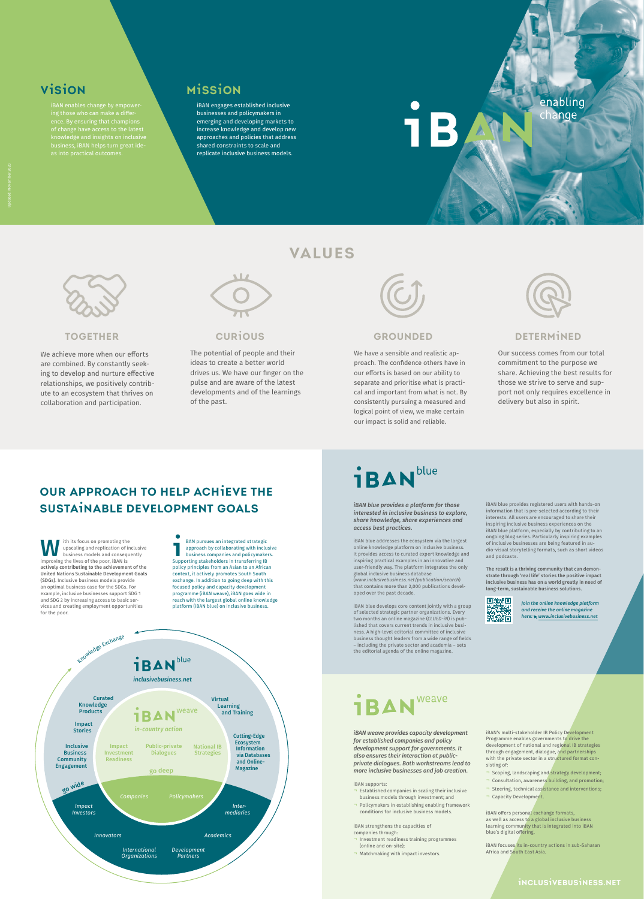## Vision

iBAN enables change by empowering those who can make a difference. By ensuring that champions of change have access to the latest knowledge and insights on inclusive business, iBAN helps turn great ideas into practical outcomes.

## Mission

iBAN engages established inclusive businesses and policymakers in emerging and developing markets to increase knowledge and develop new approaches and policies that address shared constraints to scale and replicate inclusive business models.

iBAN enabling change

# VALUES

### TOGETHER

We achieve more when our efforts are combined. By constantly seeking to develop and nurture effective relationships, we positively contribute to an ecosystem that thrives on collaboration and participation.

### CURIOUS

The potential of people and their ideas to create a better world drives us. We have our finger on the pulse and are aware of the latest developments and of the learnings of the past.

### GROUNDED

We have a sensible and realistic approach. The confidence others have in our efforts is based on our ability to separate and prioritise what is practical and important from what is not. By consistently pursuing a measured and logical point of view, we make certain our impact is solid and reliable.

### DETERMINED

Our success comes from our total commitment to the purpose we share. Achieving the best results for those we strive to serve and support not only requires excellence in delivery but also in spirit.

## Our approach to help achieve the Sustainable Development Goals

With its focus on promoting the upscaling and replication of inclusive business models and consequently improving the lives of the poor, iBAN is **actively contributing to the achievement of the United Nations Sustainable Development Goals (SDGs)**. Inclusive business models provide an optimal business case for the SDGs. For example, inclusive businesses support SDG 1 and SDG 2 by increasing access to basic services and creating employment opportunities for the poor.

iBAN pursues an integrated strategic approach by collaborating with inclusive business companies and policymakers. Supporting stakeholders in transferring IB policy principles from an Asian to an African context, it actively promotes South South exchange. In addition to going deep with this focused policy and capacity development programme (iBAN weave), iBAN goes wide in reach with the largest global online knowledge platform (iBAN blue) on inclusive business.

Knowledge Exchange

iBAN blue — *inclusivebusiness.net*: Curated Knowledge Products; Impact Stories; Inclusive Business Community Engagement; Virtual Learning and Training; Cutting-Edge Ecosystem Information via Databases and Online-Magazine; go wide

iBAN weave — *in-country action*: Impact Investment Readiness; Public-private Dialogues; National IB Strategies; go deep

*Companies*, *Policymakers*, *Impact Investors*, *Intermediaries*, *Innovators*, *Academics*, *International Organizations*, *Development Partners*

# iBAN blue

***iBAN blue provides a platform for those interested in inclusive business to explore, share knowledge, share experiences and access best practices.***

iBAN blue addresses the ecosystem via the largest online knowledge platform on inclusive business. It provides access to curated expert knowledge and inspiring practical examples in an innovative and user-friendly way. The platform integrates the only global inclusive business database (*www.inclusivebusiness.net/publication/search*) that contains more than 2,000 publications developed over the past decade.

iBAN blue develops core content jointly with a group of selected strategic partner organizations. Every two months an online magazine (*CLUED-iN*) is published that covers current trends in inclusive business. A high-level editorial committee of inclusive business thought leaders from a wide range of fields – including the private sector and academia – sets the editorial agenda of the online magazine.

iBAN blue provides registered users with hands-on information that is pre-selected according to their interests. All users are encouraged to share their inspiring inclusive business experiences on the iBAN blue platform, especially by contributing to an ongoing blog series. Particularly inspiring examples of inclusive businesses are being featured in audio-visual storytelling formats, such as short videos and podcasts.

**The result is a thriving community that can demonstrate through 'real life' stories the positive impact inclusive business has on a world greatly in need of long-term, sustainable business solutions.**

***Join the online knowledge platform and receive the online magazine here: www.inclusivebusiness.net***

# iBAN weave

***iBAN weave provides capacity development for established companies and policy development support for governments. It also ensures their interaction at public-private dialogues. Both workstreams lead to more inclusive businesses and job creation.***

iBAN supports:

- Established companies in scaling their inclusive business models through investment; and
- Policymakers in establishing framework conditions for inclusive business models.

iBAN strengthens the capacities of companies through:

- Investment readiness training programmes (online and on-site);
- Matchmaking with impact investors.

iBAN's multi-stakeholder IB Policy Development Programme enables governments to drive the development of national and regional IB strategies through engagement, dialogue, and partnerships with the private sector in a structured format consisting of:

- Scoping, landscaping and strategy development;
- Consultation, awareness building, and promotion;
- Steering, technical assistance and interventions;
- Capacity Development.

iBAN offers personal exchange formats, as well as access to a global inclusive business learning community that is integrated into iBAN blue's digital offering.

iBAN focuses its in-country actions in sub-Saharan Africa and South East Asia.

INCLUSIVEBUSINESS.NET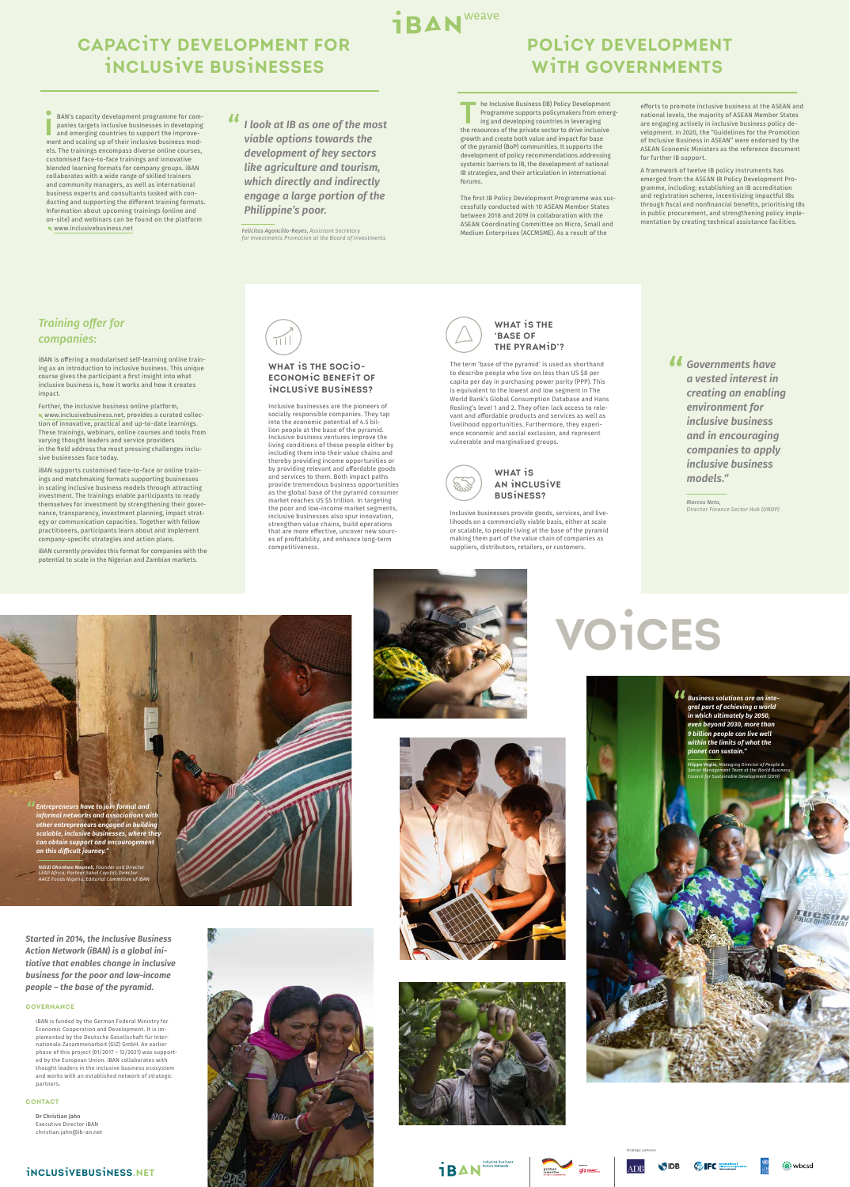# iBAN weave

## CAPACITY DEVELOPMENT FOR INCLUSIVE BUSINESSES

iBAN's capacity development programme for companies targets inclusive businesses in developing and emerging countries to support the improvement and scaling up of their inclusive business models. The trainings encompass diverse online courses, customised face-to-face trainings and innovative blended learning formats for company groups. iBAN collaborates with a wide range of skilled trainers and community managers, as well as international business experts and consultants tasked with conducting and supporting the different training formats. Information about upcoming trainings (online and on-site) and webinars can be found on the platform www.inclusivebusiness.net

> *"I look at IB as one of the most viable options towards the development of key sectors like agriculture and tourism, which directly and indirectly engage a large portion of the Philippine's poor.*
>
> *Felicitas Agoncillo-Reyes, Assistant Secretary for Investments Promotion at the Board of Investments*

## POLICY DEVELOPMENT WITH GOVERNMENTS

The Inclusive Business (IB) Policy Development Programme supports policymakers from emerging and developing countries in leveraging the resources of the private sector to drive inclusive growth and create both value and impact for base of the pyramid (BoP) communities. It supports the development of policy recommendations addressing systemic barriers to IB, the development of national IB strategies, and their articulation in international forums.

The first IB Policy Development Programme was successfully conducted with 10 ASEAN Member States between 2018 and 2019 in collaboration with the ASEAN Coordinating Committee on Micro, Small and Medium Enterprises (ACCMSME). As a result of the efforts to promote inclusive business at the ASEAN and national levels, the majority of ASEAN Member States are engaging actively in inclusive business policy development. In 2020, the "Guidelines for the Promotion of Inclusive Business in ASEAN" were endorsed by the ASEAN Economic Ministers as the reference document for further IB support.

A framework of twelve IB policy instruments has emerged from the ASEAN IB Policy Development Programme, including: establishing an IB accreditation and registration scheme, incentivizing impactful IBs through fiscal and nonfinancial benefits, prioritising IBs in public procurement, and strengthening policy implementation by creating technical assistance facilities.

### *Training offer for companies:*

iBAN is offering a modularised self-learning online training as an introduction to inclusive business. This unique course gives the participant a first insight into what inclusive business is, how it works and how it creates impact.

Further, the inclusive business online platform, www.inclusivebusiness.net, provides a curated collection of innovative, practical and up-to-date learnings. These trainings, webinars, online courses and tools from varying thought leaders and service providers in the field address the most pressing challenges inclusive businesses face today.

iBAN supports customised face-to-face or online trainings and matchmaking formats supporting businesses in scaling inclusive business models through attracting investment. The trainings enable participants to ready themselves for investment by strengthening their governance, transparency, investment planning, impact strategy or communication capacities. Together with fellow practitioners, participants learn about and implement company-specific strategies and action plans.

iBAN currently provides this format for companies with the potential to scale in the Nigerian and Zambian markets.

### WHAT IS THE SOCIO-ECONOMIC BENEFIT OF INCLUSIVE BUSINESS?

Inclusive businesses are the pioneers of socially responsible companies. They tap into the economic potential of 4.5 billion people at the base of the pyramid. Inclusive business ventures improve the living conditions of these people either by including them into their value chains and thereby providing income opportunities or by providing relevant and affordable goods and services to them. Both impact paths provide tremendous business opportunities as the global base of the pyramid consumer market reaches US $5 trillion. In targeting the poor and low-income market segments, inclusive businesses also spur innovation, strengthen value chains, build operations that are more effective, uncover new sources of profitability, and enhance long-term competitiveness.

### WHAT IS THE 'BASE OF THE PYRAMID'?

The term 'base of the pyramid' is used as shorthand to describe people who live on less than US $8 per capita per day in purchasing power parity (PPP). This is equivalent to the lowest and low segment in The World Bank's Global Consumption Database and Hans Rosling's level 1 and 2. They often lack access to relevant and affordable products and services as well as livelihood opportunities. Furthermore, they experience economic and social exclusion, and represent vulnerable and marginalised groups.

### WHAT IS AN INCLUSIVE BUSINESS?

Inclusive businesses provide goods, services, and livelihoods on a commercially viable basis, either at scale or scalable, to people living at the base of the pyramid making them part of the value chain of companies as suppliers, distributors, retailers, or customers.

> *"Governments have a vested interest in creating an enabling environment for inclusive business and in encouraging companies to apply inclusive business models."*
>
> *Marcos Neto, Director Finance Sector Hub (UNDP)*

> *"Entrepreneurs have to join formal and informal networks and associations with other entrepreneurs engaged in building scalable, inclusive businesses, where they can obtain support and encouragement on this difficult journey."*
>
> *Ndidi Okonkwo Nwuneli, Founder and Director LEAP Africa; Partner Sahel Capital; Director AACE Foods Nigeria, Editorial Committee of iBAN*

# VOICES

> *"Business solutions are an integral part of achieving a world in which ultimately by 2050, even beyond 2030, more than 9 billion people can live well within the limits of what the planet can sustain."*
>
> *Filippo Veglio, Managing Director of People & Senior Management Team at the World Business Council for Sustainable Development (2019)*

***Started in 2014, the Inclusive Business Action Network (iBAN) is a global initiative that enables change in inclusive business for the poor and low-income people – the base of the pyramid.***

#### GOVERNANCE

iBAN is funded by the German Federal Ministry for Economic Cooperation and Development. It is implemented by the Deutsche Gesellschaft für Internationale Zusammenarbeit (GIZ) GmbH. An earlier phase of this project (01/2017 – 12/2021) was supported by the European Union. iBAN collaborates with thought leaders in the inclusive business ecosystem and works with an established network of strategic partners.

#### CONTACT

**Dr Christian Jahn**
Executive Director iBAN
christian.jahn@ib-an.net

INCLUSIVEBUSINESS.NET

iBAN Inclusive Business Action Network

Strategic partners: ADB, IDB, IFC, UNDP, wbcsd